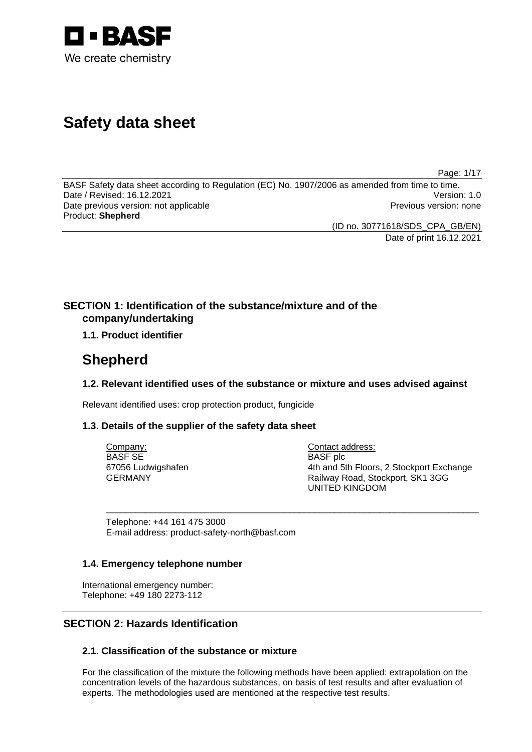# Safety data sheet

BASF Safety data sheet according to Regulation (EC) No. 1907/2006 as amended from time to time.
Date / Revised: 16.12.2021 Version: 1.0
Date previous version: not applicable Previous version: none
Product: **Shepherd**

(ID no. 30771618/SDS_CPA_GB/EN)
Date of print 16.12.2021

## SECTION 1: Identification of the substance/mixture and of the company/undertaking

### 1.1. Product identifier

# Shepherd

### 1.2. Relevant identified uses of the substance or mixture and uses advised against

Relevant identified uses: crop protection product, fungicide

### 1.3. Details of the supplier of the safety data sheet

Company:
BASF SE
67056 Ludwigshafen
GERMANY

Contact address:
BASF plc
4th and 5th Floors, 2 Stockport Exchange
Railway Road, Stockport, SK1 3GG
UNITED KINGDOM

Telephone: +44 161 475 3000
E-mail address: product-safety-north@basf.com

### 1.4. Emergency telephone number

International emergency number:
Telephone: +49 180 2273-112

## SECTION 2: Hazards Identification

### 2.1. Classification of the substance or mixture

For the classification of the mixture the following methods have been applied: extrapolation on the concentration levels of the hazardous substances, on basis of test results and after evaluation of experts. The methodologies used are mentioned at the respective test results.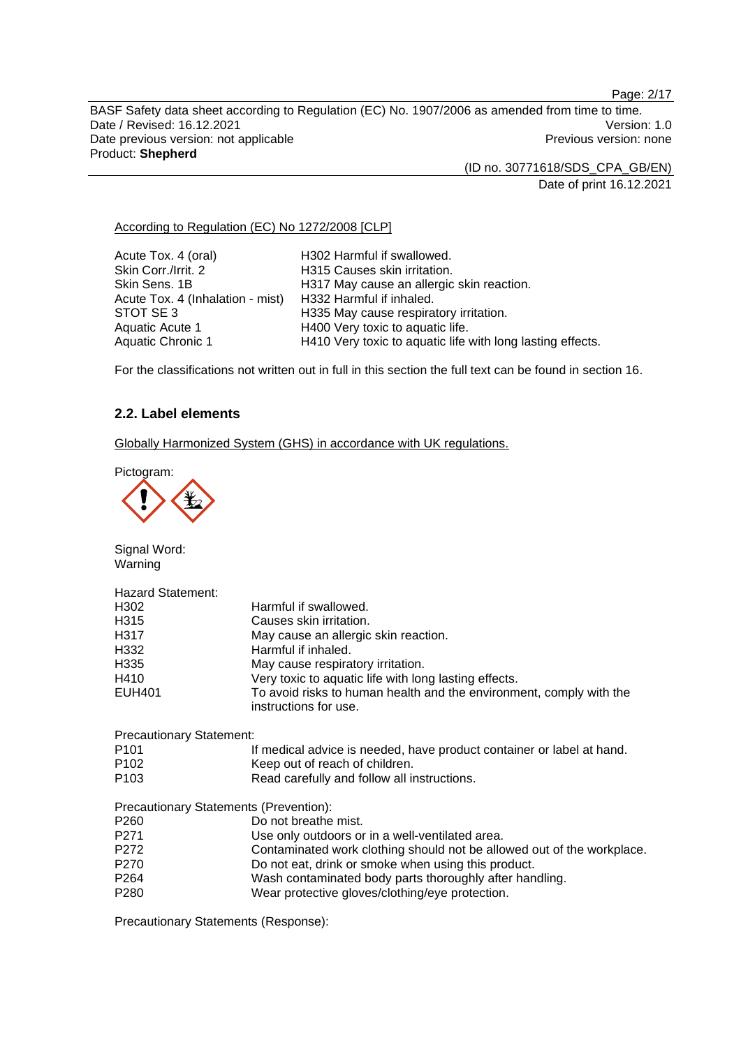According to Regulation (EC) No 1272/2008 [CLP]

| | |
|---|---|
| Acute Tox. 4 (oral) | H302 Harmful if swallowed. |
| Skin Corr./Irrit. 2 | H315 Causes skin irritation. |
| Skin Sens. 1B | H317 May cause an allergic skin reaction. |
| Acute Tox. 4 (Inhalation - mist) | H332 Harmful if inhaled. |
| STOT SE 3 | H335 May cause respiratory irritation. |
| Aquatic Acute 1 | H400 Very toxic to aquatic life. |
| Aquatic Chronic 1 | H410 Very toxic to aquatic life with long lasting effects. |

For the classifications not written out in full in this section the full text can be found in section 16.

## 2.2. Label elements

Globally Harmonized System (GHS) in accordance with UK regulations.

Pictogram:

Signal Word:
Warning

Hazard Statement:

| | |
|---|---|
| H302 | Harmful if swallowed. |
| H315 | Causes skin irritation. |
| H317 | May cause an allergic skin reaction. |
| H332 | Harmful if inhaled. |
| H335 | May cause respiratory irritation. |
| H410 | Very toxic to aquatic life with long lasting effects. |
| EUH401 | To avoid risks to human health and the environment, comply with the instructions for use. |

Precautionary Statement:

| | |
|---|---|
| P101 | If medical advice is needed, have product container or label at hand. |
| P102 | Keep out of reach of children. |
| P103 | Read carefully and follow all instructions. |

Precautionary Statements (Prevention):

| | |
|---|---|
| P260 | Do not breathe mist. |
| P271 | Use only outdoors or in a well-ventilated area. |
| P272 | Contaminated work clothing should not be allowed out of the workplace. |
| P270 | Do not eat, drink or smoke when using this product. |
| P264 | Wash contaminated body parts thoroughly after handling. |
| P280 | Wear protective gloves/clothing/eye protection. |

Precautionary Statements (Response):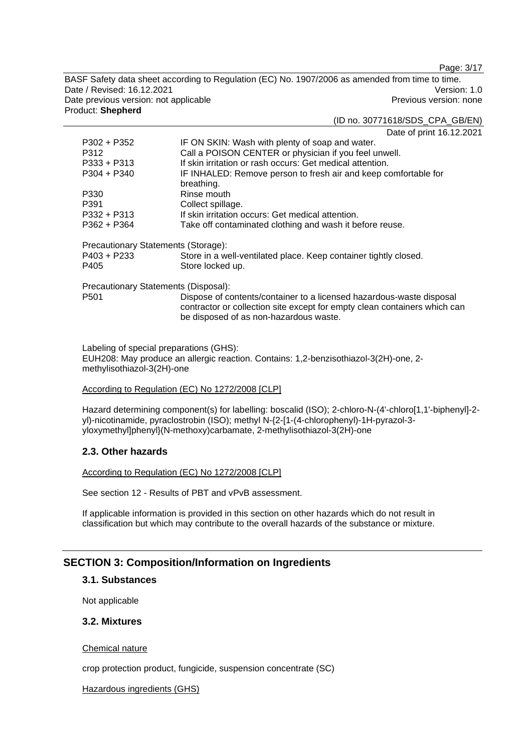| | |
|---|---|
| P302 + P352 | IF ON SKIN: Wash with plenty of soap and water. |
| P312 | Call a POISON CENTER or physician if you feel unwell. |
| P333 + P313 | If skin irritation or rash occurs: Get medical attention. |
| P304 + P340 | IF INHALED: Remove person to fresh air and keep comfortable for breathing. |
| P330 | Rinse mouth |
| P391 | Collect spillage. |
| P332 + P313 | If skin irritation occurs: Get medical attention. |
| P362 + P364 | Take off contaminated clothing and wash it before reuse. |

Precautionary Statements (Storage):

| | |
|---|---|
| P403 + P233 | Store in a well-ventilated place. Keep container tightly closed. |
| P405 | Store locked up. |

Precautionary Statements (Disposal):

| | |
|---|---|
| P501 | Dispose of contents/container to a licensed hazardous-waste disposal contractor or collection site except for empty clean containers which can be disposed of as non-hazardous waste. |

Labeling of special preparations (GHS):
EUH208: May produce an allergic reaction. Contains: 1,2-benzisothiazol-3(2H)-one, 2-methylisothiazol-3(2H)-one

According to Regulation (EC) No 1272/2008 [CLP]

Hazard determining component(s) for labelling: boscalid (ISO); 2-chloro-N-(4'-chloro[1,1'-biphenyl]-2-yl)-nicotinamide, pyraclostrobin (ISO); methyl N-{2-[1-(4-chlorophenyl)-1H-pyrazol-3-yloxymethyl]phenyl}(N-methoxy)carbamate, 2-methylisothiazol-3(2H)-one

## 2.3. Other hazards

According to Regulation (EC) No 1272/2008 [CLP]

See section 12 - Results of PBT and vPvB assessment.

If applicable information is provided in this section on other hazards which do not result in classification but which may contribute to the overall hazards of the substance or mixture.

# SECTION 3: Composition/Information on Ingredients

## 3.1. Substances

Not applicable

## 3.2. Mixtures

Chemical nature

crop protection product, fungicide, suspension concentrate (SC)

Hazardous ingredients (GHS)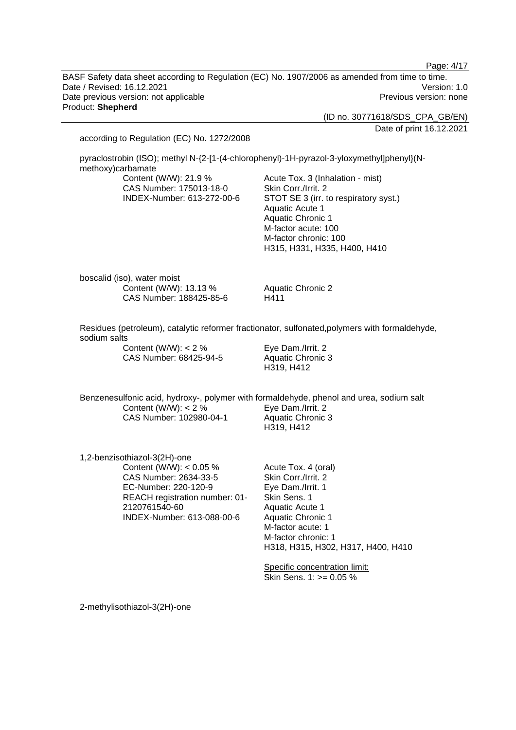according to Regulation (EC) No. 1272/2008

pyraclostrobin (ISO); methyl N-{2-[1-(4-chlorophenyl)-1H-pyrazol-3-yloxymethyl]phenyl}(N-methoxy)carbamate

| | |
|---|---|
| Content (W/W): 21.9 %<br>CAS Number: 175013-18-0<br>INDEX-Number: 613-272-00-6 | Acute Tox. 3 (Inhalation - mist)<br>Skin Corr./Irrit. 2<br>STOT SE 3 (irr. to respiratory syst.)<br>Aquatic Acute 1<br>Aquatic Chronic 1<br>M-factor acute: 100<br>M-factor chronic: 100<br>H315, H331, H335, H400, H410 |

boscalid (iso), water moist

| | |
|---|---|
| Content (W/W): 13.13 %<br>CAS Number: 188425-85-6 | Aquatic Chronic 2<br>H411 |

Residues (petroleum), catalytic reformer fractionator, sulfonated,polymers with formaldehyde, sodium salts

| | |
|---|---|
| Content (W/W): < 2 %<br>CAS Number: 68425-94-5 | Eye Dam./Irrit. 2<br>Aquatic Chronic 3<br>H319, H412 |

Benzenesulfonic acid, hydroxy-, polymer with formaldehyde, phenol and urea, sodium salt

| | |
|---|---|
| Content (W/W): < 2 %<br>CAS Number: 102980-04-1 | Eye Dam./Irrit. 2<br>Aquatic Chronic 3<br>H319, H412 |

1,2-benzisothiazol-3(2H)-one

| | |
|---|---|
| Content (W/W): < 0.05 %<br>CAS Number: 2634-33-5<br>EC-Number: 220-120-9<br>REACH registration number: 01-2120761540-60<br>INDEX-Number: 613-088-00-6 | Acute Tox. 4 (oral)<br>Skin Corr./Irrit. 2<br>Eye Dam./Irrit. 1<br>Skin Sens. 1<br>Aquatic Acute 1<br>Aquatic Chronic 1<br>M-factor acute: 1<br>M-factor chronic: 1<br>H318, H315, H302, H317, H400, H410<br><br><u>Specific concentration limit:</u><br>Skin Sens. 1: >= 0.05 % |

2-methylisothiazol-3(2H)-one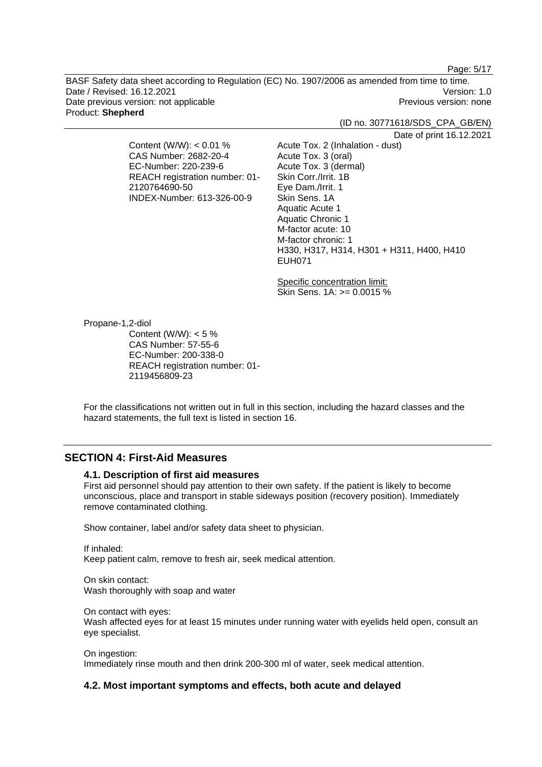Content (W/W): < 0.01 %
CAS Number: 2682-20-4
EC-Number: 220-239-6
REACH registration number: 01-2120764690-50
INDEX-Number: 613-326-00-9

Acute Tox. 2 (Inhalation - dust)
Acute Tox. 3 (oral)
Acute Tox. 3 (dermal)
Skin Corr./Irrit. 1B
Eye Dam./Irrit. 1
Skin Sens. 1A
Aquatic Acute 1
Aquatic Chronic 1
M-factor acute: 10
M-factor chronic: 1
H330, H317, H314, H301 + H311, H400, H410
EUH071

Specific concentration limit:
Skin Sens. 1A: >= 0.0015 %

Propane-1,2-diol

Content (W/W): < 5 %
CAS Number: 57-55-6
EC-Number: 200-338-0
REACH registration number: 01-2119456809-23

For the classifications not written out in full in this section, including the hazard classes and the hazard statements, the full text is listed in section 16.

## SECTION 4: First-Aid Measures

### 4.1. Description of first aid measures

First aid personnel should pay attention to their own safety. If the patient is likely to become unconscious, place and transport in stable sideways position (recovery position). Immediately remove contaminated clothing.

Show container, label and/or safety data sheet to physician.

If inhaled:
Keep patient calm, remove to fresh air, seek medical attention.

On skin contact:
Wash thoroughly with soap and water

On contact with eyes:
Wash affected eyes for at least 15 minutes under running water with eyelids held open, consult an eye specialist.

On ingestion:
Immediately rinse mouth and then drink 200-300 ml of water, seek medical attention.

### 4.2. Most important symptoms and effects, both acute and delayed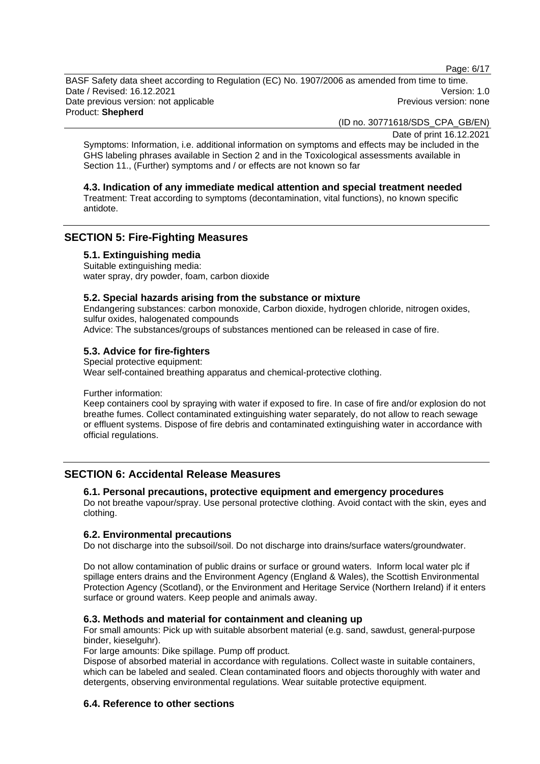Symptoms: Information, i.e. additional information on symptoms and effects may be included in the GHS labeling phrases available in Section 2 and in the Toxicological assessments available in Section 11., (Further) symptoms and / or effects are not known so far

### 4.3. Indication of any immediate medical attention and special treatment needed

Treatment: Treat according to symptoms (decontamination, vital functions), no known specific antidote.

## SECTION 5: Fire-Fighting Measures

### 5.1. Extinguishing media

Suitable extinguishing media:
water spray, dry powder, foam, carbon dioxide

### 5.2. Special hazards arising from the substance or mixture

Endangering substances: carbon monoxide, Carbon dioxide, hydrogen chloride, nitrogen oxides, sulfur oxides, halogenated compounds
Advice: The substances/groups of substances mentioned can be released in case of fire.

### 5.3. Advice for fire-fighters

Special protective equipment:
Wear self-contained breathing apparatus and chemical-protective clothing.

Further information:
Keep containers cool by spraying with water if exposed to fire. In case of fire and/or explosion do not breathe fumes. Collect contaminated extinguishing water separately, do not allow to reach sewage or effluent systems. Dispose of fire debris and contaminated extinguishing water in accordance with official regulations.

## SECTION 6: Accidental Release Measures

### 6.1. Personal precautions, protective equipment and emergency procedures

Do not breathe vapour/spray. Use personal protective clothing. Avoid contact with the skin, eyes and clothing.

### 6.2. Environmental precautions

Do not discharge into the subsoil/soil. Do not discharge into drains/surface waters/groundwater.

Do not allow contamination of public drains or surface or ground waters. Inform local water plc if spillage enters drains and the Environment Agency (England & Wales), the Scottish Environmental Protection Agency (Scotland), or the Environment and Heritage Service (Northern Ireland) if it enters surface or ground waters. Keep people and animals away.

### 6.3. Methods and material for containment and cleaning up

For small amounts: Pick up with suitable absorbent material (e.g. sand, sawdust, general-purpose binder, kieselguhr).
For large amounts: Dike spillage. Pump off product.
Dispose of absorbed material in accordance with regulations. Collect waste in suitable containers, which can be labeled and sealed. Clean contaminated floors and objects thoroughly with water and detergents, observing environmental regulations. Wear suitable protective equipment.

### 6.4. Reference to other sections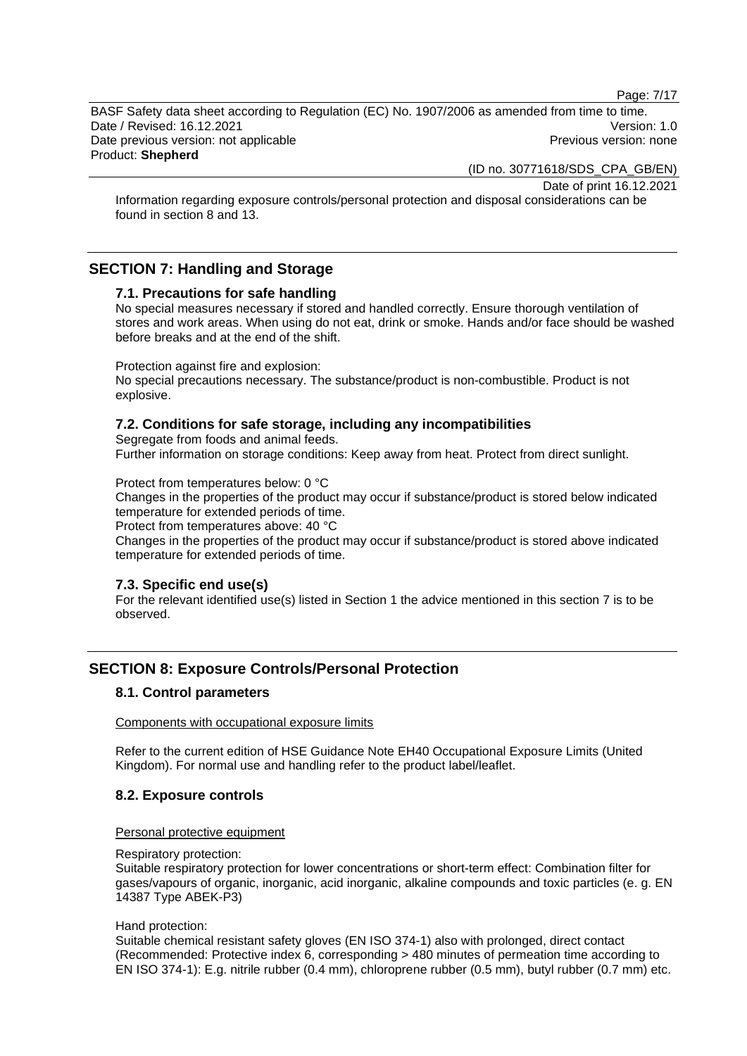Information regarding exposure controls/personal protection and disposal considerations can be found in section 8 and 13.

## SECTION 7: Handling and Storage

### 7.1. Precautions for safe handling

No special measures necessary if stored and handled correctly. Ensure thorough ventilation of stores and work areas. When using do not eat, drink or smoke. Hands and/or face should be washed before breaks and at the end of the shift.

Protection against fire and explosion:
No special precautions necessary. The substance/product is non-combustible. Product is not explosive.

### 7.2. Conditions for safe storage, including any incompatibilities

Segregate from foods and animal feeds.
Further information on storage conditions: Keep away from heat. Protect from direct sunlight.

Protect from temperatures below: 0 °C
Changes in the properties of the product may occur if substance/product is stored below indicated temperature for extended periods of time.
Protect from temperatures above: 40 °C
Changes in the properties of the product may occur if substance/product is stored above indicated temperature for extended periods of time.

### 7.3. Specific end use(s)

For the relevant identified use(s) listed in Section 1 the advice mentioned in this section 7 is to be observed.

## SECTION 8: Exposure Controls/Personal Protection

### 8.1. Control parameters

Components with occupational exposure limits

Refer to the current edition of HSE Guidance Note EH40 Occupational Exposure Limits (United Kingdom). For normal use and handling refer to the product label/leaflet.

### 8.2. Exposure controls

Personal protective equipment

Respiratory protection:
Suitable respiratory protection for lower concentrations or short-term effect: Combination filter for gases/vapours of organic, inorganic, acid inorganic, alkaline compounds and toxic particles (e. g. EN 14387 Type ABEK-P3)

Hand protection:
Suitable chemical resistant safety gloves (EN ISO 374-1) also with prolonged, direct contact (Recommended: Protective index 6, corresponding > 480 minutes of permeation time according to EN ISO 374-1): E.g. nitrile rubber (0.4 mm), chloroprene rubber (0.5 mm), butyl rubber (0.7 mm) etc.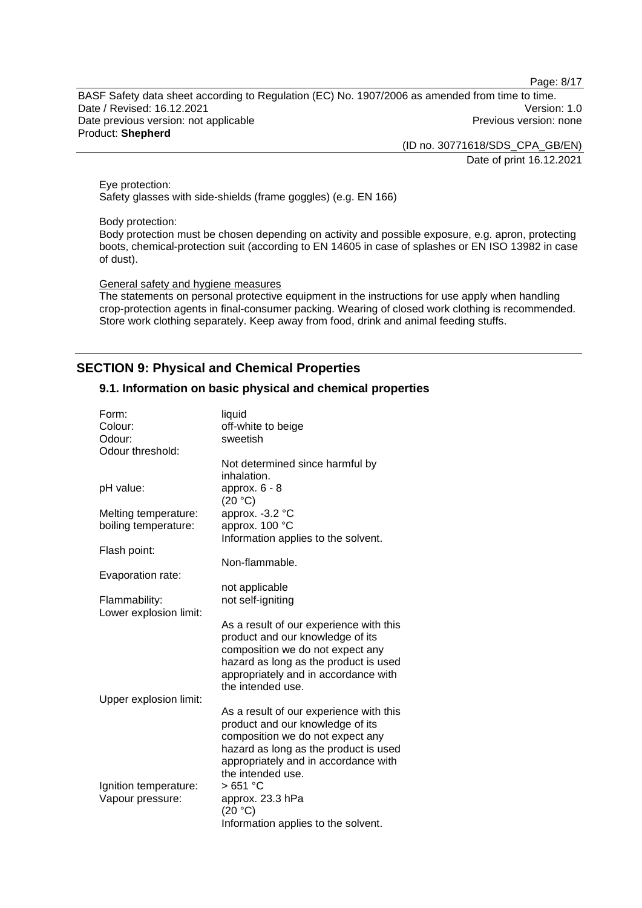Eye protection:
Safety glasses with side-shields (frame goggles) (e.g. EN 166)

Body protection:
Body protection must be chosen depending on activity and possible exposure, e.g. apron, protecting boots, chemical-protection suit (according to EN 14605 in case of splashes or EN ISO 13982 in case of dust).

General safety and hygiene measures
The statements on personal protective equipment in the instructions for use apply when handling crop-protection agents in final-consumer packing. Wearing of closed work clothing is recommended. Store work clothing separately. Keep away from food, drink and animal feeding stuffs.

## SECTION 9: Physical and Chemical Properties

### 9.1. Information on basic physical and chemical properties

| | |
|---|---|
| Form: | liquid |
| Colour: | off-white to beige |
| Odour: | sweetish |
| Odour threshold: | Not determined since harmful by inhalation. |
| pH value: | approx. 6 - 8 (20 °C) |
| Melting temperature: | approx. -3.2 °C |
| boiling temperature: | approx. 100 °C<br>Information applies to the solvent. |
| Flash point: | Non-flammable. |
| Evaporation rate: | not applicable |
| Flammability: | not self-igniting |
| Lower explosion limit: | As a result of our experience with this product and our knowledge of its composition we do not expect any hazard as long as the product is used appropriately and in accordance with the intended use. |
| Upper explosion limit: | As a result of our experience with this product and our knowledge of its composition we do not expect any hazard as long as the product is used appropriately and in accordance with the intended use. |
| Ignition temperature: | > 651 °C |
| Vapour pressure: | approx. 23.3 hPa (20 °C)<br>Information applies to the solvent. |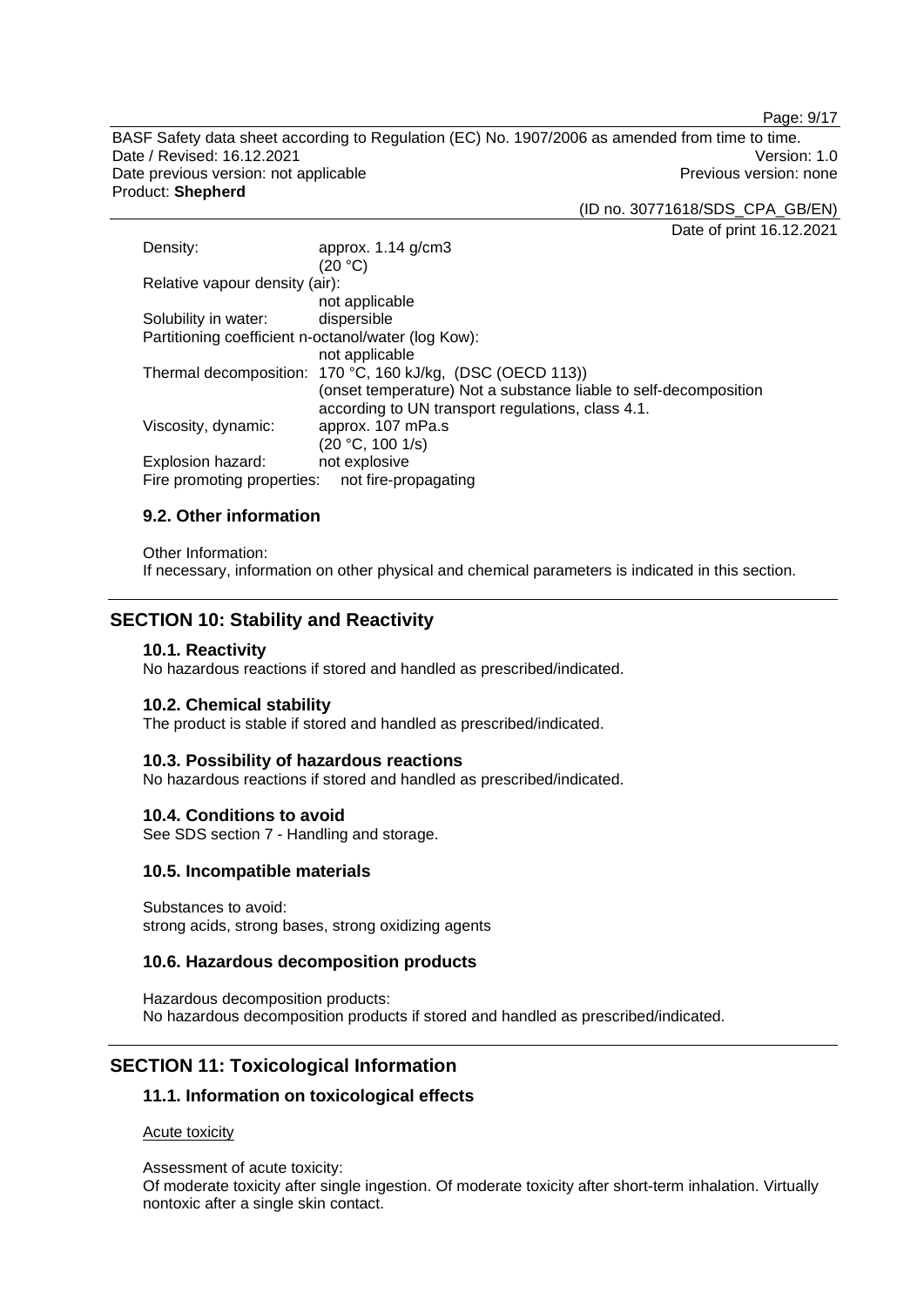| | |
|---|---|
| Density: | approx. 1.14 g/cm3 (20 °C) |
| Relative vapour density (air): | not applicable |
| Solubility in water: | dispersible |
| Partitioning coefficient n-octanol/water (log Kow): | not applicable |
| Thermal decomposition: | 170 °C, 160 kJ/kg, (DSC (OECD 113)) (onset temperature) Not a substance liable to self-decomposition according to UN transport regulations, class 4.1. |
| Viscosity, dynamic: | approx. 107 mPa.s (20 °C, 100 1/s) |
| Explosion hazard: | not explosive |
| Fire promoting properties: | not fire-propagating |

### 9.2. Other information

Other Information:
If necessary, information on other physical and chemical parameters is indicated in this section.

## SECTION 10: Stability and Reactivity

### 10.1. Reactivity

No hazardous reactions if stored and handled as prescribed/indicated.

### 10.2. Chemical stability

The product is stable if stored and handled as prescribed/indicated.

### 10.3. Possibility of hazardous reactions

No hazardous reactions if stored and handled as prescribed/indicated.

### 10.4. Conditions to avoid

See SDS section 7 - Handling and storage.

### 10.5. Incompatible materials

Substances to avoid:
strong acids, strong bases, strong oxidizing agents

### 10.6. Hazardous decomposition products

Hazardous decomposition products:
No hazardous decomposition products if stored and handled as prescribed/indicated.

## SECTION 11: Toxicological Information

### 11.1. Information on toxicological effects

Acute toxicity

Assessment of acute toxicity:
Of moderate toxicity after single ingestion. Of moderate toxicity after short-term inhalation. Virtually nontoxic after a single skin contact.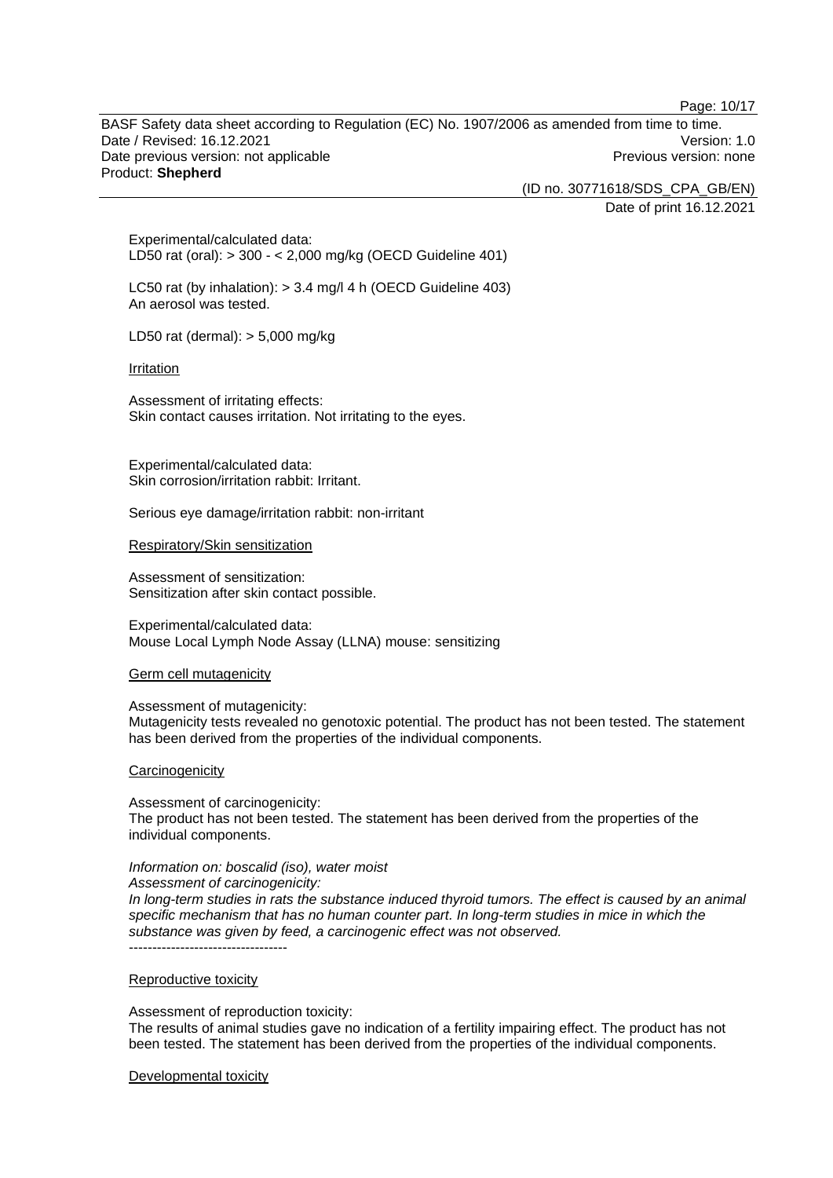Experimental/calculated data:
LD50 rat (oral): > 300 - < 2,000 mg/kg (OECD Guideline 401)

LC50 rat (by inhalation): > 3.4 mg/l 4 h (OECD Guideline 403)
An aerosol was tested.

LD50 rat (dermal): > 5,000 mg/kg

<u>Irritation</u>

Assessment of irritating effects:
Skin contact causes irritation. Not irritating to the eyes.

Experimental/calculated data:
Skin corrosion/irritation rabbit: Irritant.

Serious eye damage/irritation rabbit: non-irritant

<u>Respiratory/Skin sensitization</u>

Assessment of sensitization:
Sensitization after skin contact possible.

Experimental/calculated data:
Mouse Local Lymph Node Assay (LLNA) mouse: sensitizing

<u>Germ cell mutagenicity</u>

Assessment of mutagenicity:
Mutagenicity tests revealed no genotoxic potential. The product has not been tested. The statement has been derived from the properties of the individual components.

<u>Carcinogenicity</u>

Assessment of carcinogenicity:
The product has not been tested. The statement has been derived from the properties of the individual components.

*Information on: boscalid (iso), water moist*
*Assessment of carcinogenicity:*
*In long-term studies in rats the substance induced thyroid tumors. The effect is caused by an animal specific mechanism that has no human counter part. In long-term studies in mice in which the substance was given by feed, a carcinogenic effect was not observed.*
----------------------------------

<u>Reproductive toxicity</u>

Assessment of reproduction toxicity:
The results of animal studies gave no indication of a fertility impairing effect. The product has not been tested. The statement has been derived from the properties of the individual components.

<u>Developmental toxicity</u>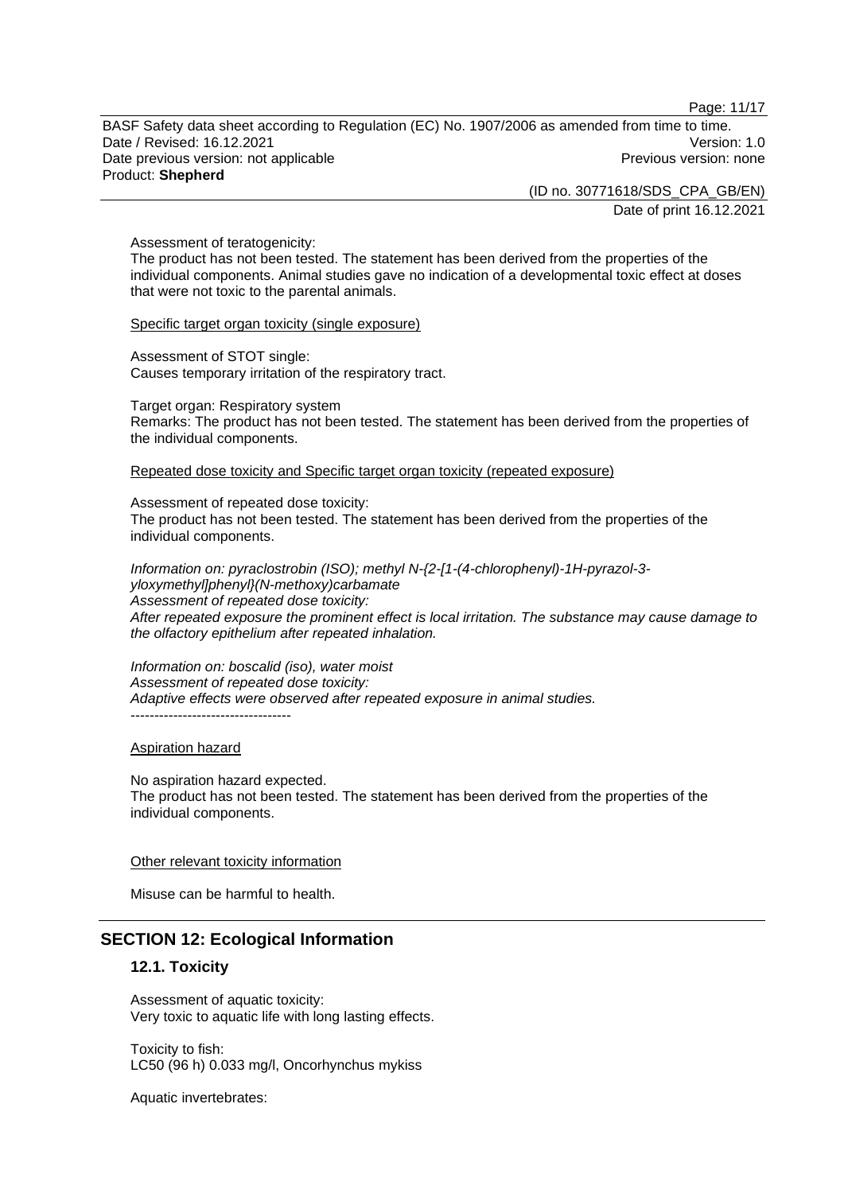Assessment of teratogenicity:
The product has not been tested. The statement has been derived from the properties of the individual components. Animal studies gave no indication of a developmental toxic effect at doses that were not toxic to the parental animals.

Specific target organ toxicity (single exposure)

Assessment of STOT single:
Causes temporary irritation of the respiratory tract.

Target organ: Respiratory system
Remarks: The product has not been tested. The statement has been derived from the properties of the individual components.

Repeated dose toxicity and Specific target organ toxicity (repeated exposure)

Assessment of repeated dose toxicity:
The product has not been tested. The statement has been derived from the properties of the individual components.

*Information on: pyraclostrobin (ISO); methyl N-{2-[1-(4-chlorophenyl)-1H-pyrazol-3-yloxymethyl]phenyl}(N-methoxy)carbamate*
*Assessment of repeated dose toxicity:*
*After repeated exposure the prominent effect is local irritation. The substance may cause damage to the olfactory epithelium after repeated inhalation.*

*Information on: boscalid (iso), water moist*
*Assessment of repeated dose toxicity:*
*Adaptive effects were observed after repeated exposure in animal studies.*
----------------------------------

Aspiration hazard

No aspiration hazard expected.
The product has not been tested. The statement has been derived from the properties of the individual components.

Other relevant toxicity information

Misuse can be harmful to health.

## SECTION 12: Ecological Information

### 12.1. Toxicity

Assessment of aquatic toxicity:
Very toxic to aquatic life with long lasting effects.

Toxicity to fish:
LC50 (96 h) 0.033 mg/l, Oncorhynchus mykiss

Aquatic invertebrates: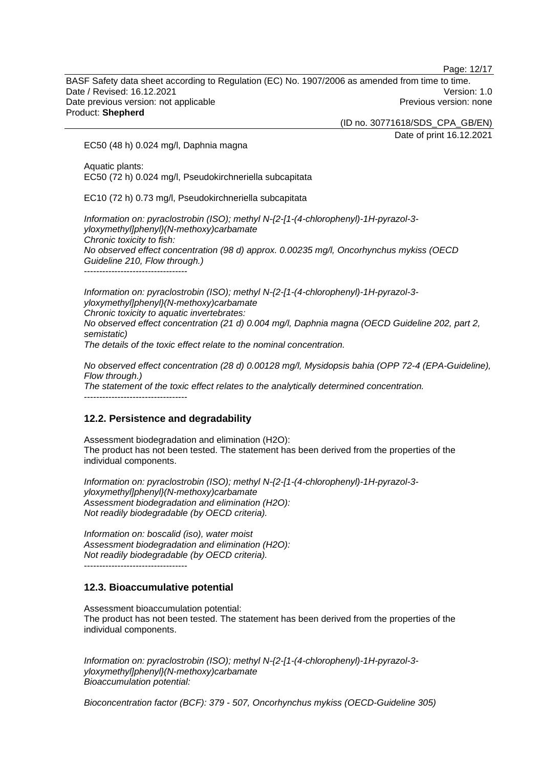EC50 (48 h) 0.024 mg/l, Daphnia magna

Aquatic plants:
EC50 (72 h) 0.024 mg/l, Pseudokirchneriella subcapitata

EC10 (72 h) 0.73 mg/l, Pseudokirchneriella subcapitata

*Information on: pyraclostrobin (ISO); methyl N-{2-[1-(4-chlorophenyl)-1H-pyrazol-3-yloxymethyl]phenyl}(N-methoxy)carbamate*
*Chronic toxicity to fish:*
*No observed effect concentration (98 d) approx. 0.00235 mg/l, Oncorhynchus mykiss (OECD Guideline 210, Flow through.)*
----------------------------------

*Information on: pyraclostrobin (ISO); methyl N-{2-[1-(4-chlorophenyl)-1H-pyrazol-3-yloxymethyl]phenyl}(N-methoxy)carbamate*
*Chronic toxicity to aquatic invertebrates:*
*No observed effect concentration (21 d) 0.004 mg/l, Daphnia magna (OECD Guideline 202, part 2, semistatic)*
*The details of the toxic effect relate to the nominal concentration.*

*No observed effect concentration (28 d) 0.00128 mg/l, Mysidopsis bahia (OPP 72-4 (EPA-Guideline), Flow through.)*
*The statement of the toxic effect relates to the analytically determined concentration.*
----------------------------------

## 12.2. Persistence and degradability

Assessment biodegradation and elimination (H2O):
The product has not been tested. The statement has been derived from the properties of the individual components.

*Information on: pyraclostrobin (ISO); methyl N-{2-[1-(4-chlorophenyl)-1H-pyrazol-3-yloxymethyl]phenyl}(N-methoxy)carbamate*
*Assessment biodegradation and elimination (H2O):*
*Not readily biodegradable (by OECD criteria).*

*Information on: boscalid (iso), water moist*
*Assessment biodegradation and elimination (H2O):*
*Not readily biodegradable (by OECD criteria).*
----------------------------------

## 12.3. Bioaccumulative potential

Assessment bioaccumulation potential:
The product has not been tested. The statement has been derived from the properties of the individual components.

*Information on: pyraclostrobin (ISO); methyl N-{2-[1-(4-chlorophenyl)-1H-pyrazol-3-yloxymethyl]phenyl}(N-methoxy)carbamate*
*Bioaccumulation potential:*

*Bioconcentration factor (BCF): 379 - 507, Oncorhynchus mykiss (OECD-Guideline 305)*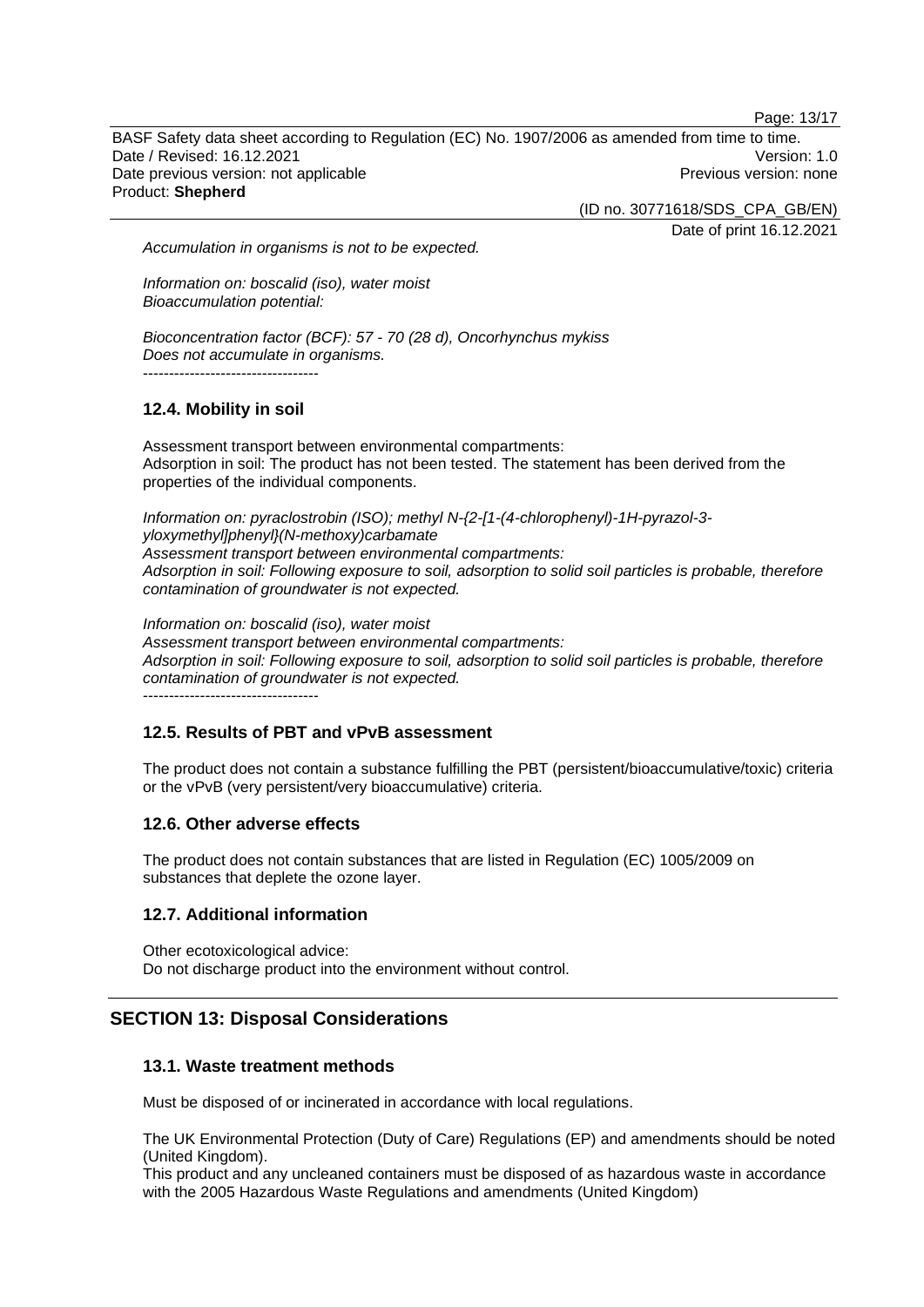*Accumulation in organisms is not to be expected.*

*Information on: boscalid (iso), water moist*
*Bioaccumulation potential:*

*Bioconcentration factor (BCF): 57 - 70 (28 d), Oncorhynchus mykiss*
*Does not accumulate in organisms.*
----------------------------------

### 12.4. Mobility in soil

Assessment transport between environmental compartments:
Adsorption in soil: The product has not been tested. The statement has been derived from the properties of the individual components.

*Information on: pyraclostrobin (ISO); methyl N-{2-[1-(4-chlorophenyl)-1H-pyrazol-3-yloxymethyl]phenyl}(N-methoxy)carbamate*
*Assessment transport between environmental compartments:*
*Adsorption in soil: Following exposure to soil, adsorption to solid soil particles is probable, therefore contamination of groundwater is not expected.*

*Information on: boscalid (iso), water moist*
*Assessment transport between environmental compartments:*
*Adsorption in soil: Following exposure to soil, adsorption to solid soil particles is probable, therefore contamination of groundwater is not expected.*
----------------------------------

### 12.5. Results of PBT and vPvB assessment

The product does not contain a substance fulfilling the PBT (persistent/bioaccumulative/toxic) criteria or the vPvB (very persistent/very bioaccumulative) criteria.

### 12.6. Other adverse effects

The product does not contain substances that are listed in Regulation (EC) 1005/2009 on substances that deplete the ozone layer.

### 12.7. Additional information

Other ecotoxicological advice:
Do not discharge product into the environment without control.

## SECTION 13: Disposal Considerations

### 13.1. Waste treatment methods

Must be disposed of or incinerated in accordance with local regulations.

The UK Environmental Protection (Duty of Care) Regulations (EP) and amendments should be noted (United Kingdom).
This product and any uncleaned containers must be disposed of as hazardous waste in accordance with the 2005 Hazardous Waste Regulations and amendments (United Kingdom)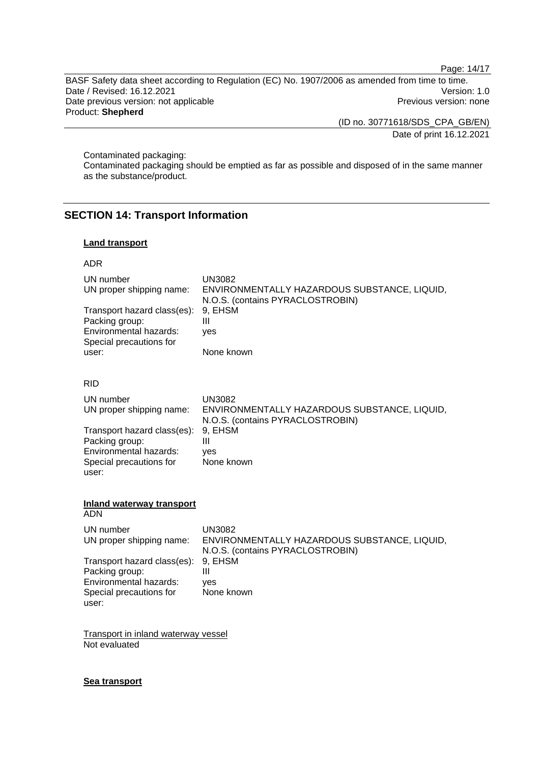Contaminated packaging:
Contaminated packaging should be emptied as far as possible and disposed of in the same manner as the substance/product.

## SECTION 14: Transport Information

**Land transport**

ADR

| | |
|---|---|
| UN number | UN3082 |
| UN proper shipping name: | ENVIRONMENTALLY HAZARDOUS SUBSTANCE, LIQUID, N.O.S. (contains PYRACLOSTROBIN) |
| Transport hazard class(es): | 9, EHSM |
| Packing group: | III |
| Environmental hazards: | yes |
| Special precautions for user: | None known |

RID

| | |
|---|---|
| UN number | UN3082 |
| UN proper shipping name: | ENVIRONMENTALLY HAZARDOUS SUBSTANCE, LIQUID, N.O.S. (contains PYRACLOSTROBIN) |
| Transport hazard class(es): | 9, EHSM |
| Packing group: | III |
| Environmental hazards: | yes |
| Special precautions for user: | None known |

**Inland waterway transport**
ADN

| | |
|---|---|
| UN number | UN3082 |
| UN proper shipping name: | ENVIRONMENTALLY HAZARDOUS SUBSTANCE, LIQUID, N.O.S. (contains PYRACLOSTROBIN) |
| Transport hazard class(es): | 9, EHSM |
| Packing group: | III |
| Environmental hazards: | yes |
| Special precautions for user: | None known |

Transport in inland waterway vessel
Not evaluated

**Sea transport**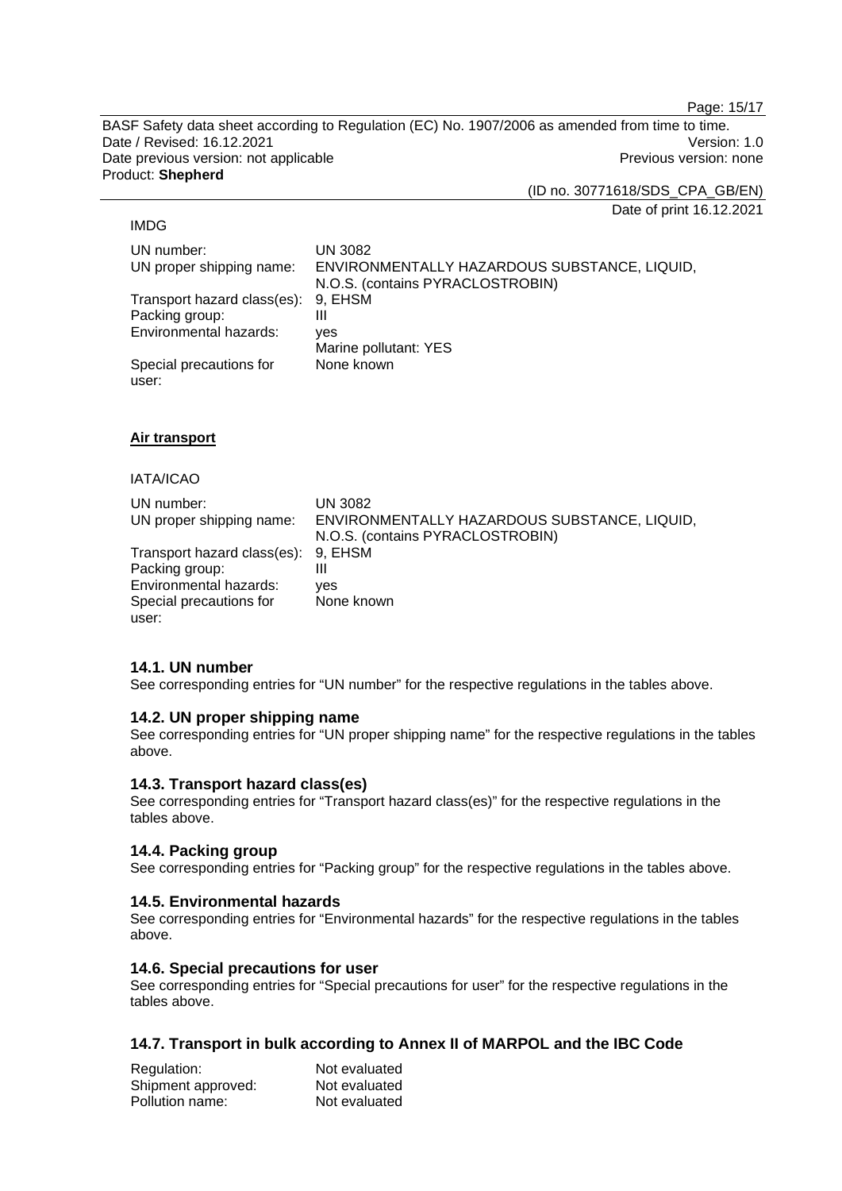IMDG

| | |
|---|---|
| UN number: | UN 3082 |
| UN proper shipping name: | ENVIRONMENTALLY HAZARDOUS SUBSTANCE, LIQUID, N.O.S. (contains PYRACLOSTROBIN) |
| Transport hazard class(es): | 9, EHSM |
| Packing group: | III |
| Environmental hazards: | yes<br>Marine pollutant: YES |
| Special precautions for user: | None known |

**Air transport**

IATA/ICAO

| | |
|---|---|
| UN number: | UN 3082 |
| UN proper shipping name: | ENVIRONMENTALLY HAZARDOUS SUBSTANCE, LIQUID, N.O.S. (contains PYRACLOSTROBIN) |
| Transport hazard class(es): | 9, EHSM |
| Packing group: | III |
| Environmental hazards: | yes |
| Special precautions for user: | None known |

### 14.1. UN number

See corresponding entries for “UN number” for the respective regulations in the tables above.

### 14.2. UN proper shipping name

See corresponding entries for “UN proper shipping name” for the respective regulations in the tables above.

### 14.3. Transport hazard class(es)

See corresponding entries for “Transport hazard class(es)” for the respective regulations in the tables above.

### 14.4. Packing group

See corresponding entries for “Packing group” for the respective regulations in the tables above.

### 14.5. Environmental hazards

See corresponding entries for “Environmental hazards” for the respective regulations in the tables above.

### 14.6. Special precautions for user

See corresponding entries for “Special precautions for user” for the respective regulations in the tables above.

### 14.7. Transport in bulk according to Annex II of MARPOL and the IBC Code

| | |
|---|---|
| Regulation: | Not evaluated |
| Shipment approved: | Not evaluated |
| Pollution name: | Not evaluated |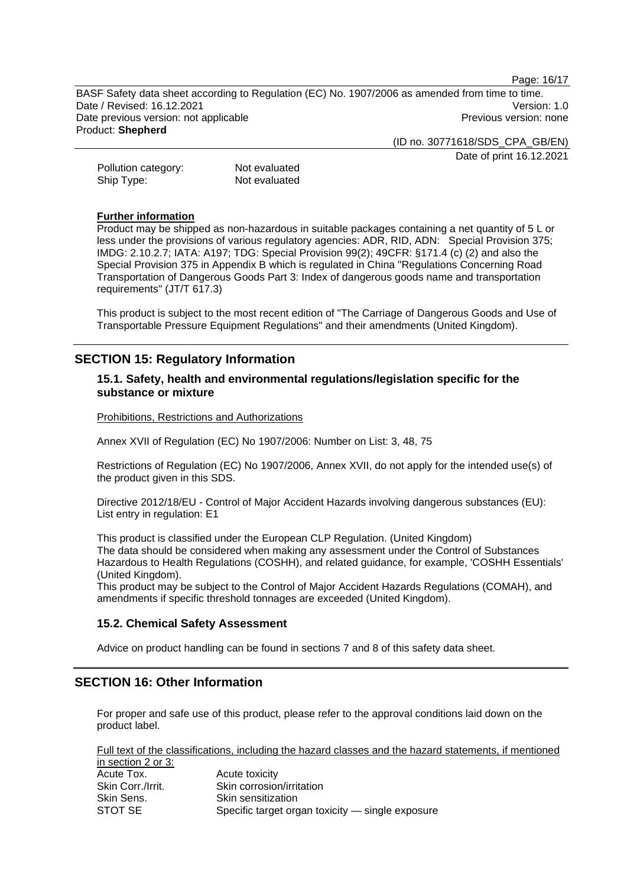| | |
|---|---|
| Pollution category: | Not evaluated |
| Ship Type: | Not evaluated |

**Further information**

Product may be shipped as non-hazardous in suitable packages containing a net quantity of 5 L or less under the provisions of various regulatory agencies: ADR, RID, ADN: Special Provision 375; IMDG: 2.10.2.7; IATA: A197; TDG: Special Provision 99(2); 49CFR: §171.4 (c) (2) and also the Special Provision 375 in Appendix B which is regulated in China "Regulations Concerning Road Transportation of Dangerous Goods Part 3: Index of dangerous goods name and transportation requirements" (JT/T 617.3)

This product is subject to the most recent edition of "The Carriage of Dangerous Goods and Use of Transportable Pressure Equipment Regulations" and their amendments (United Kingdom).

## SECTION 15: Regulatory Information

### 15.1. Safety, health and environmental regulations/legislation specific for the substance or mixture

Prohibitions, Restrictions and Authorizations

Annex XVII of Regulation (EC) No 1907/2006: Number on List: 3, 48, 75

Restrictions of Regulation (EC) No 1907/2006, Annex XVII, do not apply for the intended use(s) of the product given in this SDS.

Directive 2012/18/EU - Control of Major Accident Hazards involving dangerous substances (EU): List entry in regulation: E1

This product is classified under the European CLP Regulation. (United Kingdom)
The data should be considered when making any assessment under the Control of Substances Hazardous to Health Regulations (COSHH), and related guidance, for example, 'COSHH Essentials' (United Kingdom).
This product may be subject to the Control of Major Accident Hazards Regulations (COMAH), and amendments if specific threshold tonnages are exceeded (United Kingdom).

### 15.2. Chemical Safety Assessment

Advice on product handling can be found in sections 7 and 8 of this safety data sheet.

## SECTION 16: Other Information

For proper and safe use of this product, please refer to the approval conditions laid down on the product label.

Full text of the classifications, including the hazard classes and the hazard statements, if mentioned in section 2 or 3:

| | |
|---|---|
| Acute Tox. | Acute toxicity |
| Skin Corr./Irrit. | Skin corrosion/irritation |
| Skin Sens. | Skin sensitization |
| STOT SE | Specific target organ toxicity — single exposure |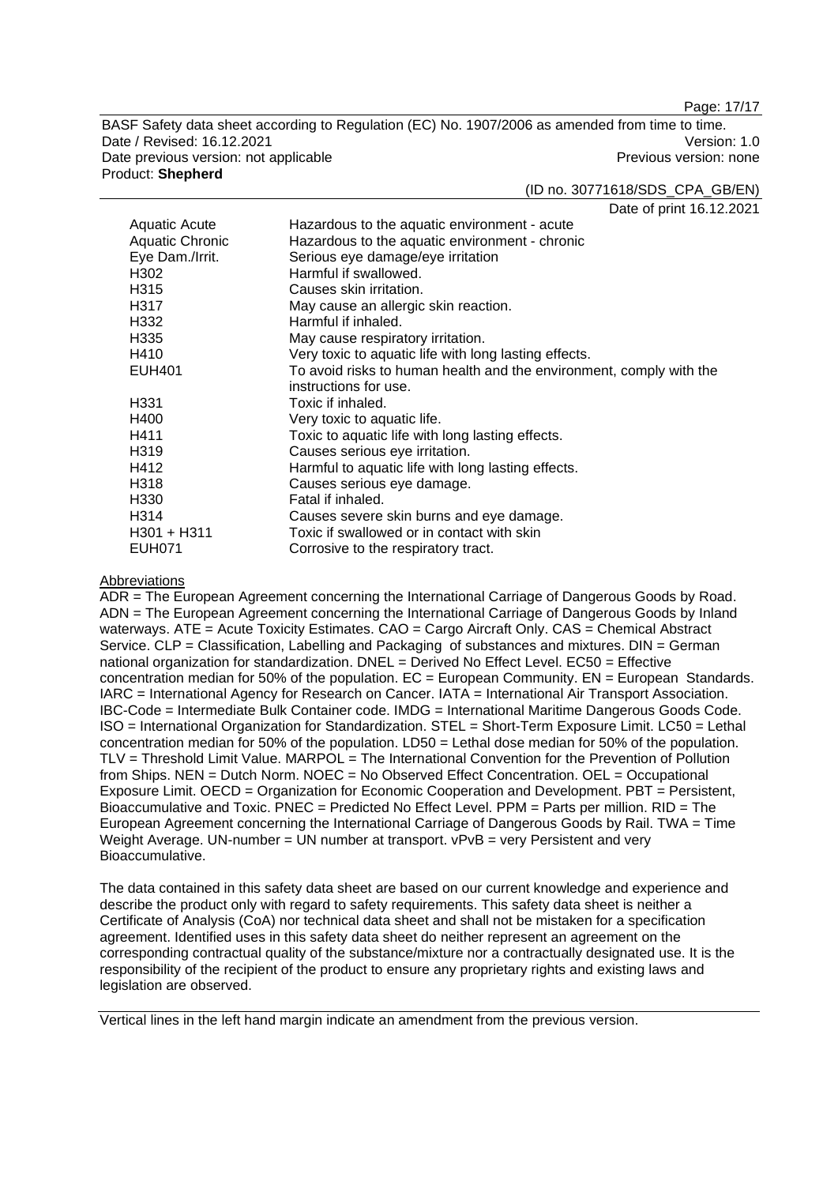| | |
|---|---|
| Aquatic Acute | Hazardous to the aquatic environment - acute |
| Aquatic Chronic | Hazardous to the aquatic environment - chronic |
| Eye Dam./Irrit. | Serious eye damage/eye irritation |
| H302 | Harmful if swallowed. |
| H315 | Causes skin irritation. |
| H317 | May cause an allergic skin reaction. |
| H332 | Harmful if inhaled. |
| H335 | May cause respiratory irritation. |
| H410 | Very toxic to aquatic life with long lasting effects. |
| EUH401 | To avoid risks to human health and the environment, comply with the instructions for use. |
| H331 | Toxic if inhaled. |
| H400 | Very toxic to aquatic life. |
| H411 | Toxic to aquatic life with long lasting effects. |
| H319 | Causes serious eye irritation. |
| H412 | Harmful to aquatic life with long lasting effects. |
| H318 | Causes serious eye damage. |
| H330 | Fatal if inhaled. |
| H314 | Causes severe skin burns and eye damage. |
| H301 + H311 | Toxic if swallowed or in contact with skin |
| EUH071 | Corrosive to the respiratory tract. |

Abbreviations

ADR = The European Agreement concerning the International Carriage of Dangerous Goods by Road. ADN = The European Agreement concerning the International Carriage of Dangerous Goods by Inland waterways. ATE = Acute Toxicity Estimates. CAO = Cargo Aircraft Only. CAS = Chemical Abstract Service. CLP = Classification, Labelling and Packaging of substances and mixtures. DIN = German national organization for standardization. DNEL = Derived No Effect Level. EC50 = Effective concentration median for 50% of the population. EC = European Community. EN = European Standards. IARC = International Agency for Research on Cancer. IATA = International Air Transport Association. IBC-Code = Intermediate Bulk Container code. IMDG = International Maritime Dangerous Goods Code. ISO = International Organization for Standardization. STEL = Short-Term Exposure Limit. LC50 = Lethal concentration median for 50% of the population. LD50 = Lethal dose median for 50% of the population. TLV = Threshold Limit Value. MARPOL = The International Convention for the Prevention of Pollution from Ships. NEN = Dutch Norm. NOEC = No Observed Effect Concentration. OEL = Occupational Exposure Limit. OECD = Organization for Economic Cooperation and Development. PBT = Persistent, Bioaccumulative and Toxic. PNEC = Predicted No Effect Level. PPM = Parts per million. RID = The European Agreement concerning the International Carriage of Dangerous Goods by Rail. TWA = Time Weight Average. UN-number = UN number at transport. vPvB = very Persistent and very Bioaccumulative.

The data contained in this safety data sheet are based on our current knowledge and experience and describe the product only with regard to safety requirements. This safety data sheet is neither a Certificate of Analysis (CoA) nor technical data sheet and shall not be mistaken for a specification agreement. Identified uses in this safety data sheet do neither represent an agreement on the corresponding contractual quality of the substance/mixture nor a contractually designated use. It is the responsibility of the recipient of the product to ensure any proprietary rights and existing laws and legislation are observed.

Vertical lines in the left hand margin indicate an amendment from the previous version.